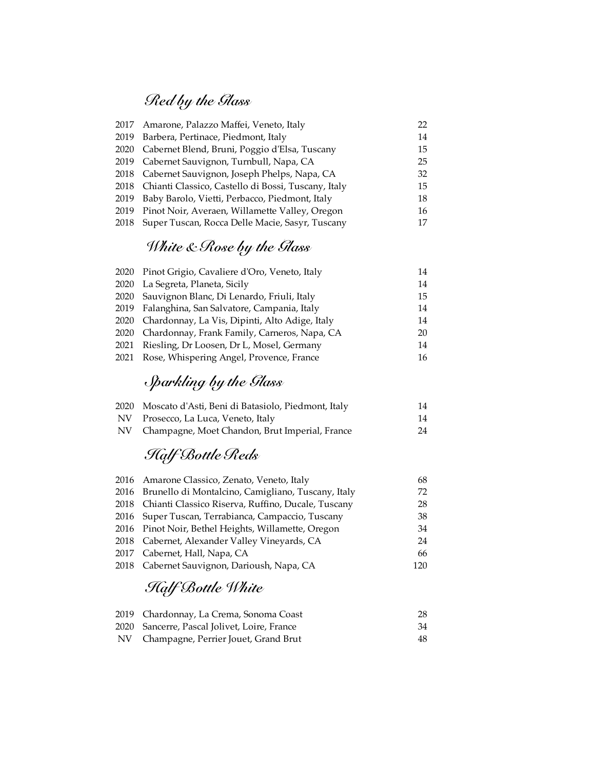## Red by the Glass

| | | |
|---|---|---|
| 2017 | Amarone, Palazzo Maffei, Veneto, Italy | 22 |
| 2019 | Barbera, Pertinace, Piedmont, Italy | 14 |
| 2020 | Cabernet Blend, Bruni, Poggio d'Elsa, Tuscany | 15 |
| 2019 | Cabernet Sauvignon, Turnbull, Napa, CA | 25 |
| 2018 | Cabernet Sauvignon, Joseph Phelps, Napa, CA | 32 |
| 2018 | Chianti Classico, Castello di Bossi, Tuscany, Italy | 15 |
| 2019 | Baby Barolo, Vietti, Perbacco, Piedmont, Italy | 18 |
| 2019 | Pinot Noir, Averaen, Willamette Valley, Oregon | 16 |
| 2018 | Super Tuscan, Rocca Delle Macie, Sasyr, Tuscany | 17 |

## White & Rose by the Glass

| | | |
|---|---|---|
| 2020 | Pinot Grigio, Cavaliere d'Oro, Veneto, Italy | 14 |
| 2020 | La Segreta, Planeta, Sicily | 14 |
| 2020 | Sauvignon Blanc, Di Lenardo, Friuli, Italy | 15 |
| 2019 | Falanghina, San Salvatore, Campania, Italy | 14 |
| 2020 | Chardonnay, La Vis, Dipinti, Alto Adige, Italy | 14 |
| 2020 | Chardonnay, Frank Family, Carneros, Napa, CA | 20 |
| 2021 | Riesling, Dr Loosen, Dr L, Mosel, Germany | 14 |
| 2021 | Rose, Whispering Angel, Provence, France | 16 |

## Sparkling by the Glass

| | | |
|---|---|---|
| 2020 | Moscato d'Asti, Beni di Batasiolo, Piedmont, Italy | 14 |
| NV | Prosecco, La Luca, Veneto, Italy | 14 |
| NV | Champagne, Moet Chandon, Brut Imperial, France | 24 |

## Half Bottle Reds

| | | |
|---|---|---|
| 2016 | Amarone Classico, Zenato, Veneto, Italy | 68 |
| 2016 | Brunello di Montalcino, Camigliano, Tuscany, Italy | 72 |
| 2018 | Chianti Classico Riserva, Ruffino, Ducale, Tuscany | 28 |
| 2016 | Super Tuscan, Terrabianca, Campaccio, Tuscany | 38 |
| 2016 | Pinot Noir, Bethel Heights, Willamette, Oregon | 34 |
| 2018 | Cabernet, Alexander Valley Vineyards, CA | 24 |
| 2017 | Cabernet, Hall, Napa, CA | 66 |
| 2018 | Cabernet Sauvignon, Darioush, Napa, CA | 120 |

## Half Bottle White

| | | |
|---|---|---|
| 2019 | Chardonnay, La Crema, Sonoma Coast | 28 |
| 2020 | Sancerre, Pascal Jolivet, Loire, France | 34 |
| NV | Champagne, Perrier Jouet, Grand Brut | 48 |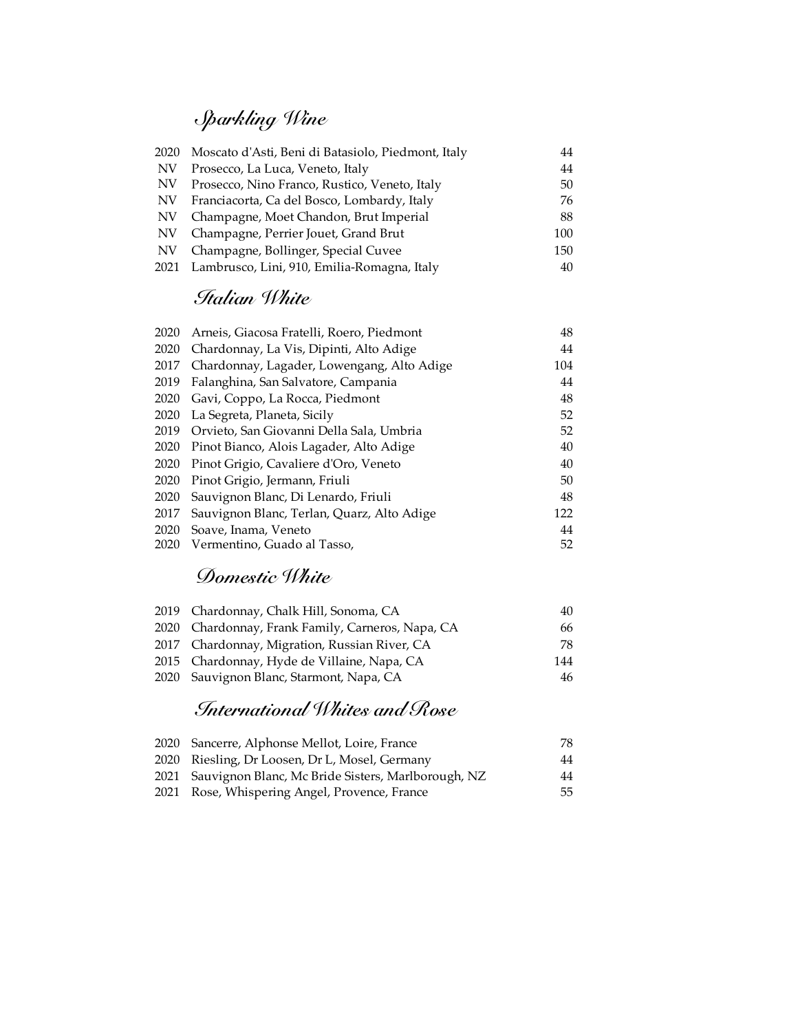## Sparkling Wine

| Vintage | Wine | Price |
|---|---|---|
| 2020 | Moscato d'Asti, Beni di Batasiolo, Piedmont, Italy | 44 |
| NV | Prosecco, La Luca, Veneto, Italy | 44 |
| NV | Prosecco, Nino Franco, Rustico, Veneto, Italy | 50 |
| NV | Franciacorta, Ca del Bosco, Lombardy, Italy | 76 |
| NV | Champagne, Moet Chandon, Brut Imperial | 88 |
| NV | Champagne, Perrier Jouet, Grand Brut | 100 |
| NV | Champagne, Bollinger, Special Cuvee | 150 |
| 2021 | Lambrusco, Lini, 910, Emilia-Romagna, Italy | 40 |

## Italian White

| Vintage | Wine | Price |
|---|---|---|
| 2020 | Arneis, Giacosa Fratelli, Roero, Piedmont | 48 |
| 2020 | Chardonnay, La Vis, Dipinti, Alto Adige | 44 |
| 2017 | Chardonnay, Lagader, Lowengang, Alto Adige | 104 |
| 2019 | Falanghina, San Salvatore, Campania | 44 |
| 2020 | Gavi, Coppo, La Rocca, Piedmont | 48 |
| 2020 | La Segreta, Planeta, Sicily | 52 |
| 2019 | Orvieto, San Giovanni Della Sala, Umbria | 52 |
| 2020 | Pinot Bianco, Alois Lagader, Alto Adige | 40 |
| 2020 | Pinot Grigio, Cavaliere d'Oro, Veneto | 40 |
| 2020 | Pinot Grigio, Jermann, Friuli | 50 |
| 2020 | Sauvignon Blanc, Di Lenardo, Friuli | 48 |
| 2017 | Sauvignon Blanc, Terlan, Quarz, Alto Adige | 122 |
| 2020 | Soave, Inama, Veneto | 44 |
| 2020 | Vermentino, Guado al Tasso, | 52 |

## Domestic White

| Vintage | Wine | Price |
|---|---|---|
| 2019 | Chardonnay, Chalk Hill, Sonoma, CA | 40 |
| 2020 | Chardonnay, Frank Family, Carneros, Napa, CA | 66 |
| 2017 | Chardonnay, Migration, Russian River, CA | 78 |
| 2015 | Chardonnay, Hyde de Villaine, Napa, CA | 144 |
| 2020 | Sauvignon Blanc, Starmont, Napa, CA | 46 |

## International Whites and Rose

| Vintage | Wine | Price |
|---|---|---|
| 2020 | Sancerre, Alphonse Mellot, Loire, France | 78 |
| 2020 | Riesling, Dr Loosen, Dr L, Mosel, Germany | 44 |
| 2021 | Sauvignon Blanc, Mc Bride Sisters, Marlborough, NZ | 44 |
| 2021 | Rose, Whispering Angel, Provence, France | 55 |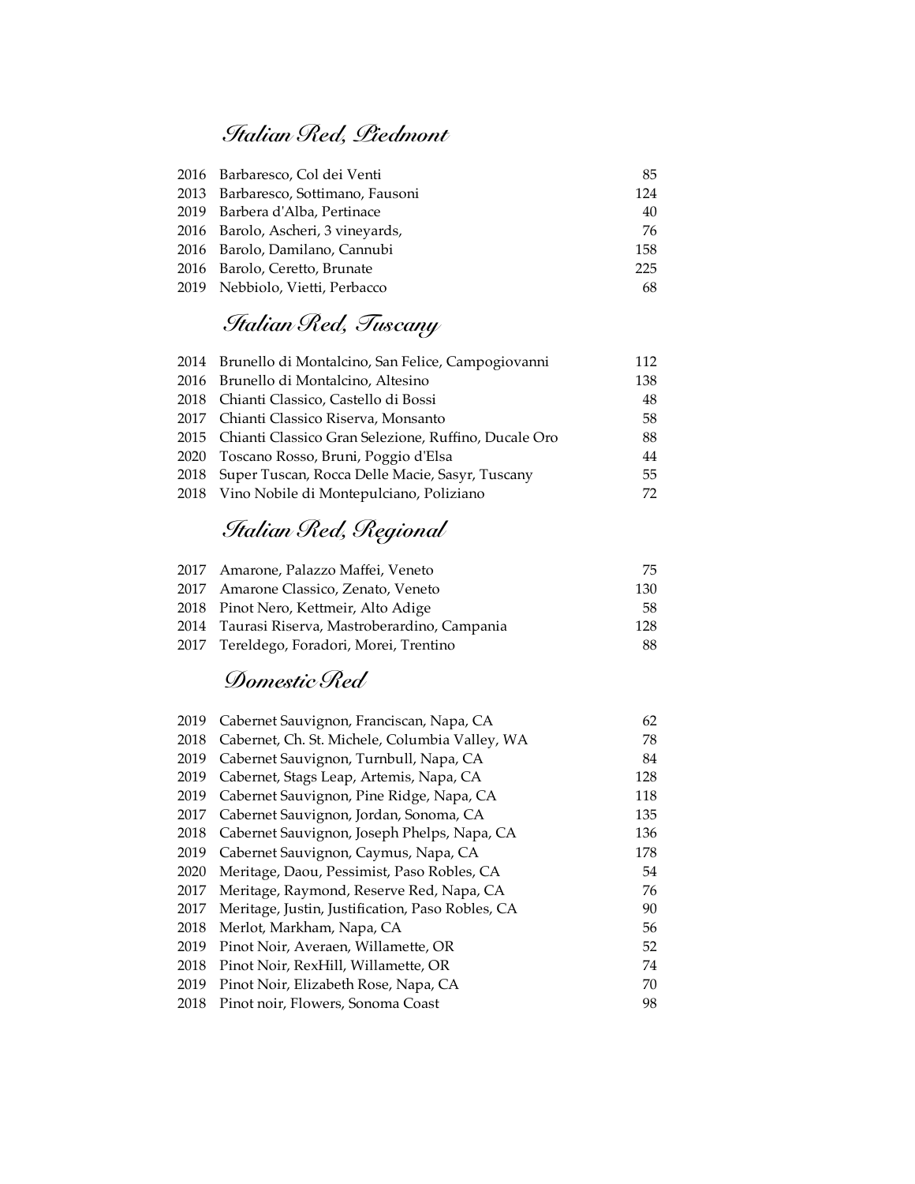## Italian Red, Piedmont

| | | |
|---|---|---|
| 2016 | Barbaresco, Col dei Venti | 85 |
| 2013 | Barbaresco, Sottimano, Fausoni | 124 |
| 2019 | Barbera d'Alba, Pertinace | 40 |
| 2016 | Barolo, Ascheri, 3 vineyards, | 76 |
| 2016 | Barolo, Damilano, Cannubi | 158 |
| 2016 | Barolo, Ceretto, Brunate | 225 |
| 2019 | Nebbiolo, Vietti, Perbacco | 68 |

## Italian Red, Tuscany

| | | |
|---|---|---|
| 2014 | Brunello di Montalcino, San Felice, Campogiovanni | 112 |
| 2016 | Brunello di Montalcino, Altesino | 138 |
| 2018 | Chianti Classico, Castello di Bossi | 48 |
| 2017 | Chianti Classico Riserva, Monsanto | 58 |
| 2015 | Chianti Classico Gran Selezione, Ruffino, Ducale Oro | 88 |
| 2020 | Toscano Rosso, Bruni, Poggio d'Elsa | 44 |
| 2018 | Super Tuscan, Rocca Delle Macie, Sasyr, Tuscany | 55 |
| 2018 | Vino Nobile di Montepulciano, Poliziano | 72 |

## Italian Red, Regional

| | | |
|---|---|---|
| 2017 | Amarone, Palazzo Maffei, Veneto | 75 |
| 2017 | Amarone Classico, Zenato, Veneto | 130 |
| 2018 | Pinot Nero, Kettmeir, Alto Adige | 58 |
| 2014 | Taurasi Riserva, Mastroberardino, Campania | 128 |
| 2017 | Tereldego, Foradori, Morei, Trentino | 88 |

## Domestic Red

| | | |
|---|---|---|
| 2019 | Cabernet Sauvignon, Franciscan, Napa, CA | 62 |
| 2018 | Cabernet, Ch. St. Michele, Columbia Valley, WA | 78 |
| 2019 | Cabernet Sauvignon, Turnbull, Napa, CA | 84 |
| 2019 | Cabernet, Stags Leap, Artemis, Napa, CA | 128 |
| 2019 | Cabernet Sauvignon, Pine Ridge, Napa, CA | 118 |
| 2017 | Cabernet Sauvignon, Jordan, Sonoma, CA | 135 |
| 2018 | Cabernet Sauvignon, Joseph Phelps, Napa, CA | 136 |
| 2019 | Cabernet Sauvignon, Caymus, Napa, CA | 178 |
| 2020 | Meritage, Daou, Pessimist, Paso Robles, CA | 54 |
| 2017 | Meritage, Raymond, Reserve Red, Napa, CA | 76 |
| 2017 | Meritage, Justin, Justification, Paso Robles, CA | 90 |
| 2018 | Merlot, Markham, Napa, CA | 56 |
| 2019 | Pinot Noir, Averaen, Willamette, OR | 52 |
| 2018 | Pinot Noir, RexHill, Willamette, OR | 74 |
| 2019 | Pinot Noir, Elizabeth Rose, Napa, CA | 70 |
| 2018 | Pinot noir, Flowers, Sonoma Coast | 98 |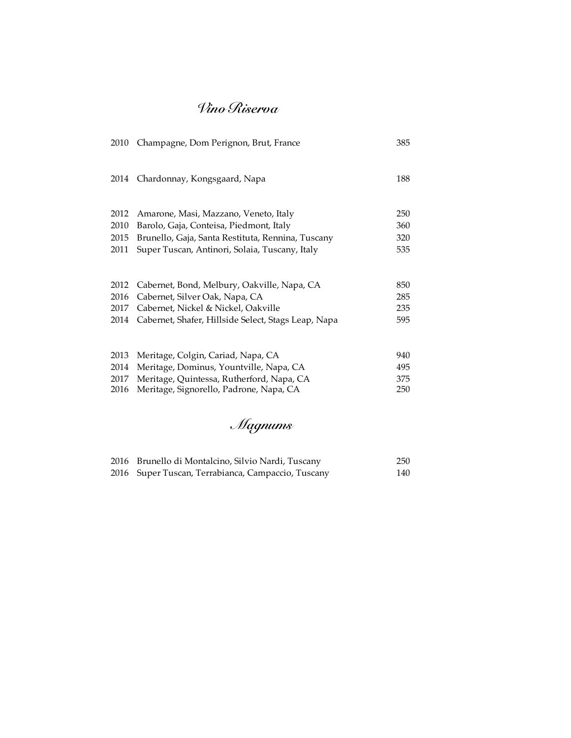# *Vino Riserva*

| | | |
|---|---|---|
| 2010 | Champagne, Dom Perignon, Brut, France | 385 |
| 2014 | Chardonnay, Kongsgaard, Napa | 188 |
| 2012 | Amarone, Masi, Mazzano, Veneto, Italy | 250 |
| 2010 | Barolo, Gaja, Conteisa, Piedmont, Italy | 360 |
| 2015 | Brunello, Gaja, Santa Restituta, Rennina, Tuscany | 320 |
| 2011 | Super Tuscan, Antinori, Solaia, Tuscany, Italy | 535 |
| 2012 | Cabernet, Bond, Melbury, Oakville, Napa, CA | 850 |
| 2016 | Cabernet, Silver Oak, Napa, CA | 285 |
| 2017 | Cabernet, Nickel & Nickel, Oakville | 235 |
| 2014 | Cabernet, Shafer, Hillside Select, Stags Leap, Napa | 595 |
| 2013 | Meritage, Colgin, Cariad, Napa, CA | 940 |
| 2014 | Meritage, Dominus, Yountville, Napa, CA | 495 |
| 2017 | Meritage, Quintessa, Rutherford, Napa, CA | 375 |
| 2016 | Meritage, Signorello, Padrone, Napa, CA | 250 |

# *Magnums*

| | | |
|---|---|---|
| 2016 | Brunello di Montalcino, Silvio Nardi, Tuscany | 250 |
| 2016 | Super Tuscan, Terrabianca, Campaccio, Tuscany | 140 |